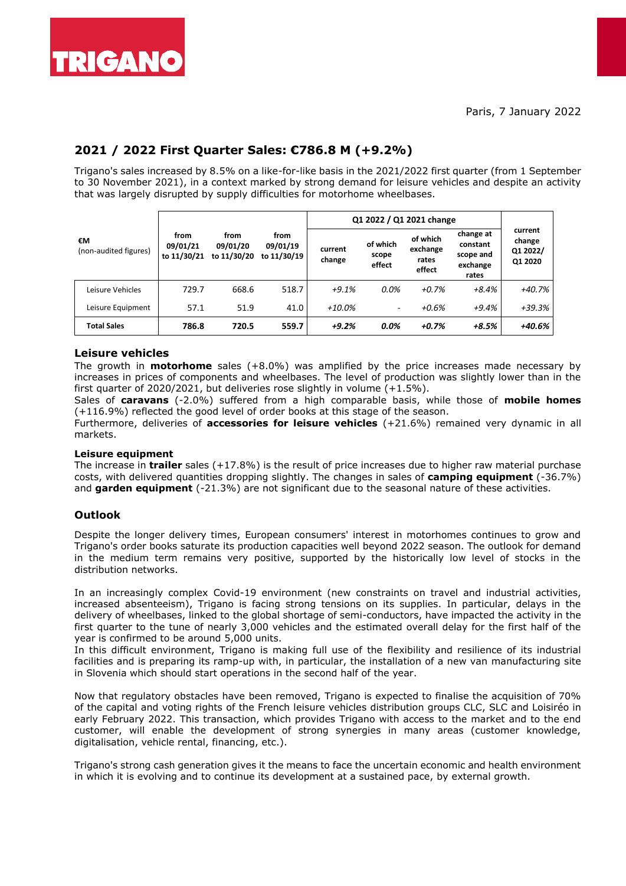TRIGANO

Paris, 7 January 2022

## 2021 / 2022 First Quarter Sales: €786.8 M (+9.2%)

Trigano's sales increased by 8.5% on a like-for-like basis in the 2021/2022 first quarter (from 1 September to 30 November 2021), in a context marked by strong demand for leisure vehicles and despite an activity that was largely disrupted by supply difficulties for motorhome wheelbases.

| €M (non-audited figures) | from 09/01/21 to 11/30/21 | from 09/01/20 to 11/30/20 | from 09/01/19 to 11/30/19 | Q1 2022 / Q1 2021 change | | | | current change Q1 2022/ Q1 2020 |
|---|---|---|---|---|---|---|---|---|
| | | | | current change | of which scope effect | of which exchange rates effect | change at constant scope and exchange rates | |
| Leisure Vehicles | 729.7 | 668.6 | 518.7 | *+9.1%* | *0.0%* | *+0.7%* | *+8.4%* | *+40.7%* |
| Leisure Equipment | 57.1 | 51.9 | 41.0 | *+10.0%* | - | *+0.6%* | *+9.4%* | *+39.3%* |
| **Total Sales** | **786.8** | **720.5** | **559.7** | ***+9.2%*** | ***0.0%*** | ***+0.7%*** | ***+8.5%*** | ***+40.6%*** |

### Leisure vehicles

The growth in **motorhome** sales (+8.0%) was amplified by the price increases made necessary by increases in prices of components and wheelbases. The level of production was slightly lower than in the first quarter of 2020/2021, but deliveries rose slightly in volume (+1.5%).

Sales of **caravans** (-2.0%) suffered from a high comparable basis, while those of **mobile homes** (+116.9%) reflected the good level of order books at this stage of the season.

Furthermore, deliveries of **accessories for leisure vehicles** (+21.6%) remained very dynamic in all markets.

#### Leisure equipment

The increase in **trailer** sales (+17.8%) is the result of price increases due to higher raw material purchase costs, with delivered quantities dropping slightly. The changes in sales of **camping equipment** (-36.7%) and **garden equipment** (-21.3%) are not significant due to the seasonal nature of these activities.

### Outlook

Despite the longer delivery times, European consumers' interest in motorhomes continues to grow and Trigano's order books saturate its production capacities well beyond 2022 season. The outlook for demand in the medium term remains very positive, supported by the historically low level of stocks in the distribution networks.

In an increasingly complex Covid-19 environment (new constraints on travel and industrial activities, increased absenteeism), Trigano is facing strong tensions on its supplies. In particular, delays in the delivery of wheelbases, linked to the global shortage of semi-conductors, have impacted the activity in the first quarter to the tune of nearly 3,000 vehicles and the estimated overall delay for the first half of the year is confirmed to be around 5,000 units.

In this difficult environment, Trigano is making full use of the flexibility and resilience of its industrial facilities and is preparing its ramp-up with, in particular, the installation of a new van manufacturing site in Slovenia which should start operations in the second half of the year.

Now that regulatory obstacles have been removed, Trigano is expected to finalise the acquisition of 70% of the capital and voting rights of the French leisure vehicles distribution groups CLC, SLC and Loisiréo in early February 2022. This transaction, which provides Trigano with access to the market and to the end customer, will enable the development of strong synergies in many areas (customer knowledge, digitalisation, vehicle rental, financing, etc.).

Trigano's strong cash generation gives it the means to face the uncertain economic and health environment in which it is evolving and to continue its development at a sustained pace, by external growth.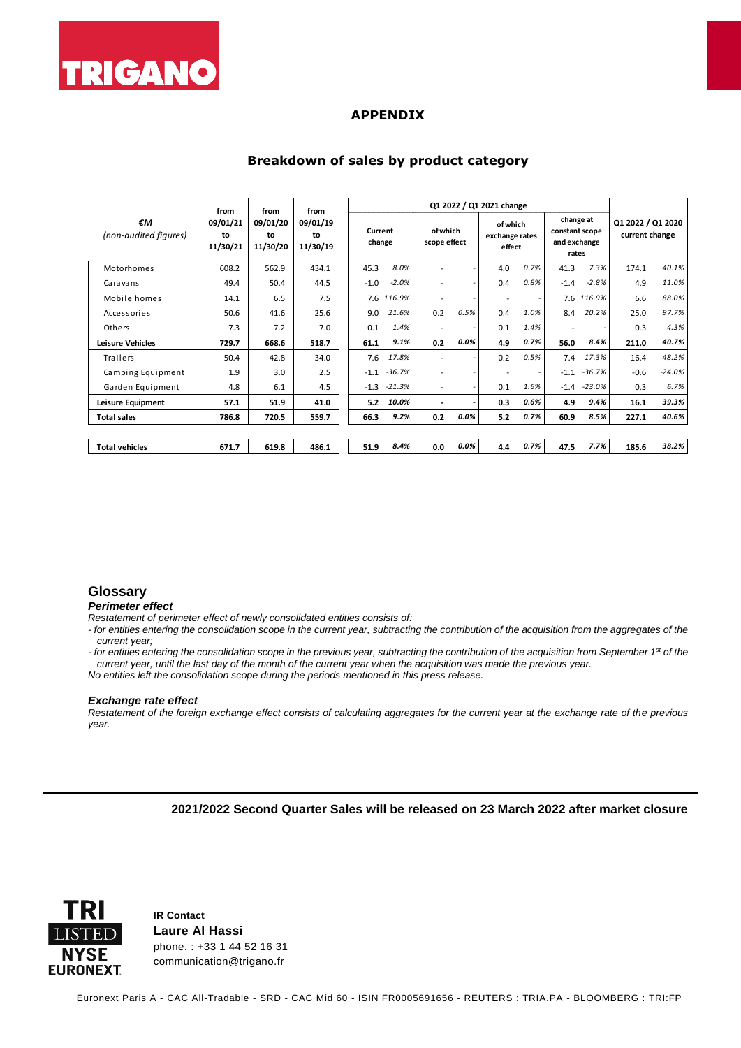## APPENDIX

### Breakdown of sales by product category

| €M *(non-audited figures)* | from 09/01/21 to 11/30/21 | from 09/01/20 to 11/30/20 | from 09/01/19 to 11/30/19 | Q1 2022 / Q1 2021 change | | | | | | | | Q1 2022 / Q1 2020 current change | |
|---|---|---|---|---|---|---|---|---|---|---|---|---|---|
| | | | | Current change | | of which scope effect | | of which exchange rates effect | | change at constant scope and exchange rates | | | |
| Motorhomes | 608.2 | 562.9 | 434.1 | 45.3 | *8.0%* | - | - | 4.0 | *0.7%* | 41.3 | *7.3%* | 174.1 | *40.1%* |
| Caravans | 49.4 | 50.4 | 44.5 | -1.0 | *-2.0%* | - | - | 0.4 | *0.8%* | -1.4 | *-2.8%* | 4.9 | *11.0%* |
| Mobile homes | 14.1 | 6.5 | 7.5 | 7.6 | *116.9%* | - | - | - | - | 7.6 | *116.9%* | 6.6 | *88.0%* |
| Accessories | 50.6 | 41.6 | 25.6 | 9.0 | *21.6%* | 0.2 | *0.5%* | 0.4 | *1.0%* | 8.4 | *20.2%* | 25.0 | *97.7%* |
| Others | 7.3 | 7.2 | 7.0 | 0.1 | *1.4%* | - | - | 0.1 | *1.4%* | - | - | 0.3 | *4.3%* |
| **Leisure Vehicles** | **729.7** | **668.6** | **518.7** | **61.1** | ***9.1%*** | **0.2** | ***0.0%*** | **4.9** | ***0.7%*** | **56.0** | ***8.4%*** | **211.0** | ***40.7%*** |
| Trailers | 50.4 | 42.8 | 34.0 | 7.6 | *17.8%* | - | - | 0.2 | *0.5%* | 7.4 | *17.3%* | 16.4 | *48.2%* |
| Camping Equipment | 1.9 | 3.0 | 2.5 | -1.1 | *-36.7%* | - | - | - | - | -1.1 | *-36.7%* | -0.6 | *-24.0%* |
| Garden Equipment | 4.8 | 6.1 | 4.5 | -1.3 | *-21.3%* | - | - | 0.1 | *1.6%* | -1.4 | *-23.0%* | 0.3 | *6.7%* |
| **Leisure Equipment** | **57.1** | **51.9** | **41.0** | **5.2** | ***10.0%*** | **-** | **-** | **0.3** | ***0.6%*** | **4.9** | ***9.4%*** | **16.1** | ***39.3%*** |
| **Total sales** | **786.8** | **720.5** | **559.7** | **66.3** | ***9.2%*** | **0.2** | ***0.0%*** | **5.2** | ***0.7%*** | **60.9** | ***8.5%*** | **227.1** | ***40.6%*** |
| **Total vehicles** | **671.7** | **619.8** | **486.1** | **51.9** | ***8.4%*** | **0.0** | ***0.0%*** | **4.4** | ***0.7%*** | **47.5** | ***7.7%*** | **185.6** | ***38.2%*** |

## Glossary

***Perimeter effect***

*Restatement of perimeter effect of newly consolidated entities consists of:*

- *for entities entering the consolidation scope in the current year, subtracting the contribution of the acquisition from the aggregates of the current year;*
- *for entities entering the consolidation scope in the previous year, subtracting the contribution of the acquisition from September 1st of the current year, until the last day of the month of the current year when the acquisition was made the previous year.*

*No entities left the consolidation scope during the periods mentioned in this press release.*

***Exchange rate effect***

*Restatement of the foreign exchange effect consists of calculating aggregates for the current year at the exchange rate of the previous year.*

**2021/2022 Second Quarter Sales will be released on 23 March 2022 after market closure**

TRI LISTED NYSE EURONEXT

**IR Contact**
**Laure Al Hassi**
phone. : +33 1 44 52 16 31
communication@trigano.fr

Euronext Paris A - CAC All-Tradable - SRD - CAC Mid 60 - ISIN FR0005691656 - REUTERS : TRIA.PA - BLOOMBERG : TRI:FP